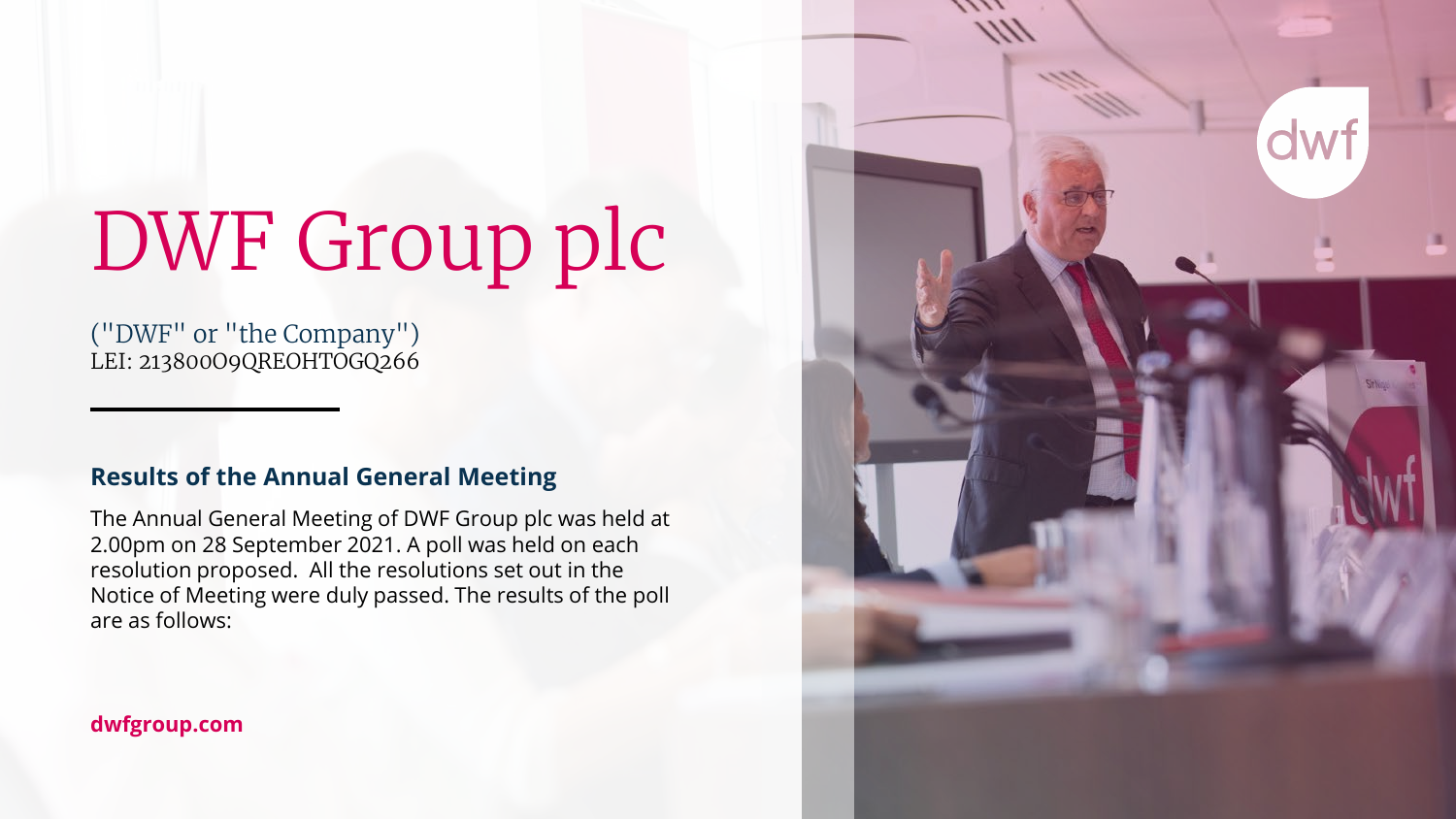# DWF Group plc

("DWF" or "the Company")
LEI: 213800O9QREOHTOGQ266

## Results of the Annual General Meeting

The Annual General Meeting of DWF Group plc was held at 2.00pm on 28 September 2021. A poll was held on each resolution proposed. All the resolutions set out in the Notice of Meeting were duly passed. The results of the poll are as follows:

**dwfgroup.com**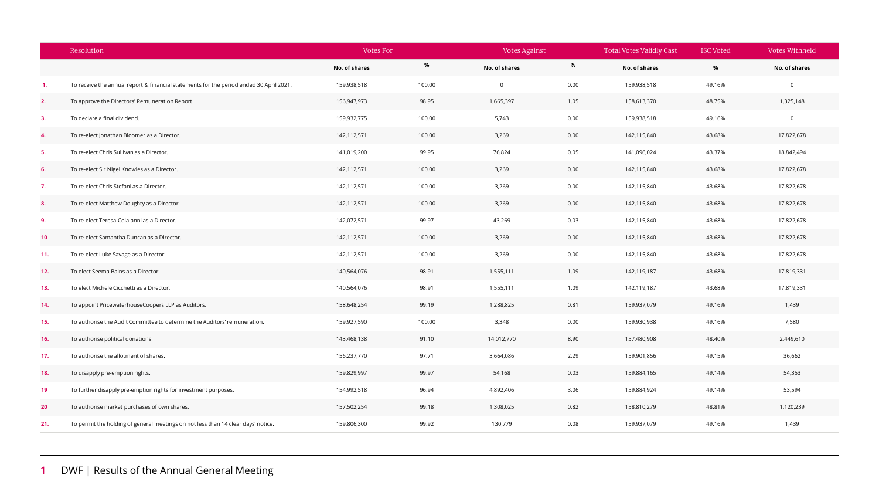| | Resolution | Votes For | | Votes Against | | Total Votes Validly Cast | ISC Voted | Votes Withheld |
|---|---|---|---|---|---|---|---|---|
| | | No. of shares | % | No. of shares | % | No. of shares | % | No. of shares |
| 1. | To receive the annual report & financial statements for the period ended 30 April 2021. | 159,938,518 | 100.00 | 0 | 0.00 | 159,938,518 | 49.16% | 0 |
| 2. | To approve the Directors' Remuneration Report. | 156,947,973 | 98.95 | 1,665,397 | 1.05 | 158,613,370 | 48.75% | 1,325,148 |
| 3. | To declare a final dividend. | 159,932,775 | 100.00 | 5,743 | 0.00 | 159,938,518 | 49.16% | 0 |
| 4. | To re-elect Jonathan Bloomer as a Director. | 142,112,571 | 100.00 | 3,269 | 0.00 | 142,115,840 | 43.68% | 17,822,678 |
| 5. | To re-elect Chris Sullivan as a Director. | 141,019,200 | 99.95 | 76,824 | 0.05 | 141,096,024 | 43.37% | 18,842,494 |
| 6. | To re-elect Sir Nigel Knowles as a Director. | 142,112,571 | 100.00 | 3,269 | 0.00 | 142,115,840 | 43.68% | 17,822,678 |
| 7. | To re-elect Chris Stefani as a Director. | 142,112,571 | 100.00 | 3,269 | 0.00 | 142,115,840 | 43.68% | 17,822,678 |
| 8. | To re-elect Matthew Doughty as a Director. | 142,112,571 | 100.00 | 3,269 | 0.00 | 142,115,840 | 43.68% | 17,822,678 |
| 9. | To re-elect Teresa Colaianni as a Director. | 142,072,571 | 99.97 | 43,269 | 0.03 | 142,115,840 | 43.68% | 17,822,678 |
| 10 | To re-elect Samantha Duncan as a Director. | 142,112,571 | 100.00 | 3,269 | 0.00 | 142,115,840 | 43.68% | 17,822,678 |
| 11. | To re-elect Luke Savage as a Director. | 142,112,571 | 100.00 | 3,269 | 0.00 | 142,115,840 | 43.68% | 17,822,678 |
| 12. | To elect Seema Bains as a Director | 140,564,076 | 98.91 | 1,555,111 | 1.09 | 142,119,187 | 43.68% | 17,819,331 |
| 13. | To elect Michele Cicchetti as a Director. | 140,564,076 | 98.91 | 1,555,111 | 1.09 | 142,119,187 | 43.68% | 17,819,331 |
| 14. | To appoint PricewaterhouseCoopers LLP as Auditors. | 158,648,254 | 99.19 | 1,288,825 | 0.81 | 159,937,079 | 49.16% | 1,439 |
| 15. | To authorise the Audit Committee to determine the Auditors' remuneration. | 159,927,590 | 100.00 | 3,348 | 0.00 | 159,930,938 | 49.16% | 7,580 |
| 16. | To authorise political donations. | 143,468,138 | 91.10 | 14,012,770 | 8.90 | 157,480,908 | 48.40% | 2,449,610 |
| 17. | To authorise the allotment of shares. | 156,237,770 | 97.71 | 3,664,086 | 2.29 | 159,901,856 | 49.15% | 36,662 |
| 18. | To disapply pre-emption rights. | 159,829,997 | 99.97 | 54,168 | 0.03 | 159,884,165 | 49.14% | 54,353 |
| 19 | To further disapply pre-emption rights for investment purposes. | 154,992,518 | 96.94 | 4,892,406 | 3.06 | 159,884,924 | 49.14% | 53,594 |
| 20 | To authorise market purchases of own shares. | 157,502,254 | 99.18 | 1,308,025 | 0.82 | 158,810,279 | 48.81% | 1,120,239 |
| 21. | To permit the holding of general meetings on not less than 14 clear days' notice. | 159,806,300 | 99.92 | 130,779 | 0.08 | 159,937,079 | 49.16% | 1,439 |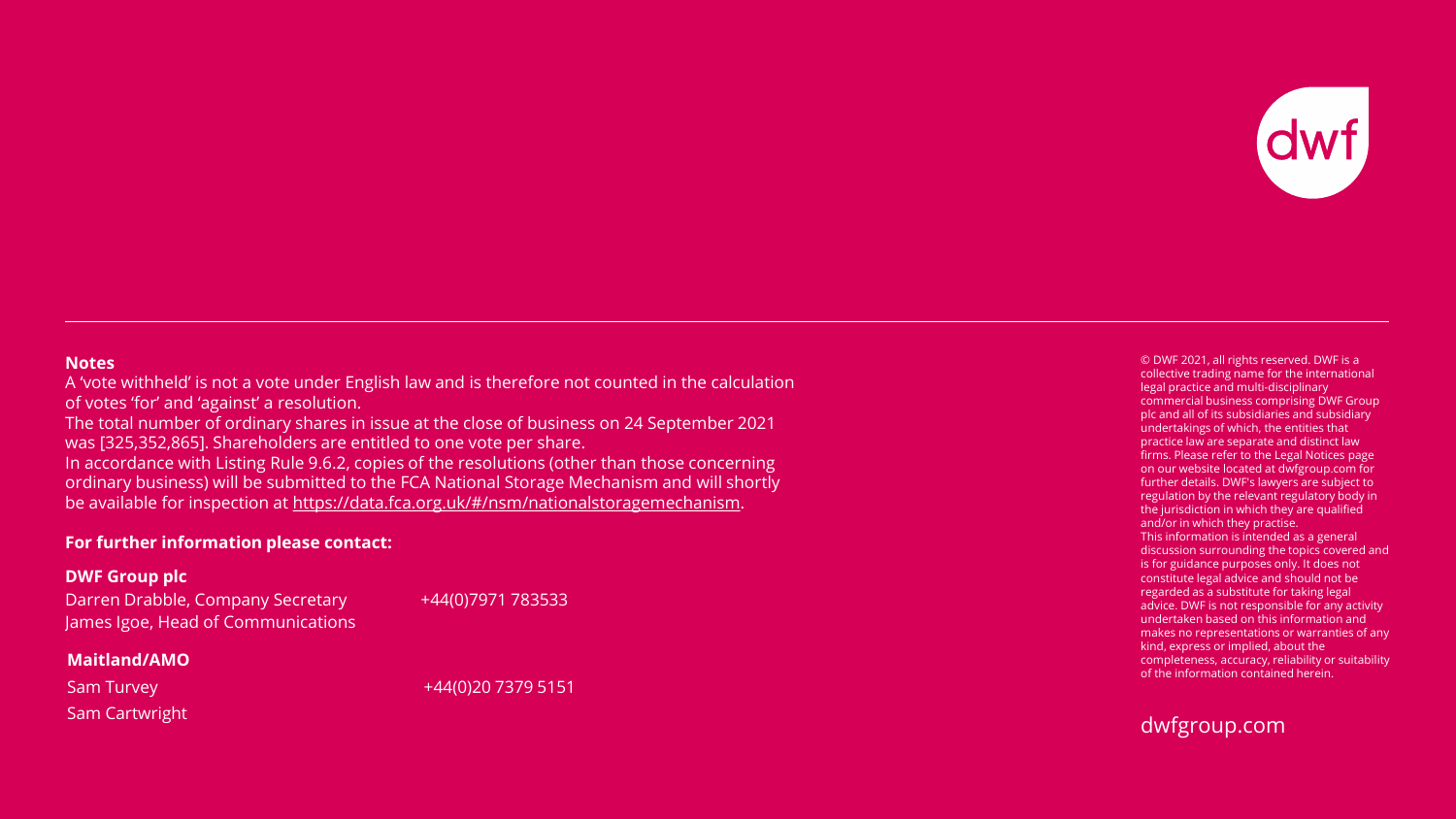## Notes

A 'vote withheld' is not a vote under English law and is therefore not counted in the calculation of votes 'for' and 'against' a resolution.

The total number of ordinary shares in issue at the close of business on 24 September 2021 was [325,352,865]. Shareholders are entitled to one vote per share.

In accordance with Listing Rule 9.6.2, copies of the resolutions (other than those concerning ordinary business) will be submitted to the FCA National Storage Mechanism and will shortly be available for inspection at https://data.fca.org.uk/#/nsm/nationalstoragemechanism.

**For further information please contact:**

**DWF Group plc**

Darren Drabble, Company Secretary +44(0)7971 783533
James Igoe, Head of Communications

**Maitland/AMO**

Sam Turvey +44(0)20 7379 5151
Sam Cartwright

© DWF 2021, all rights reserved. DWF is a collective trading name for the international legal practice and multi-disciplinary commercial business comprising DWF Group plc and all of its subsidiaries and subsidiary undertakings of which, the entities that practice law are separate and distinct law firms. Please refer to the Legal Notices page on our website located at dwfgroup.com for further details. DWF's lawyers are subject to regulation by the relevant regulatory body in the jurisdiction in which they are qualified and/or in which they practise.

This information is intended as a general discussion surrounding the topics covered and is for guidance purposes only. It does not constitute legal advice and should not be regarded as a substitute for taking legal advice. DWF is not responsible for any activity undertaken based on this information and makes no representations or warranties of any kind, express or implied, about the completeness, accuracy, reliability or suitability of the information contained herein.

dwfgroup.com